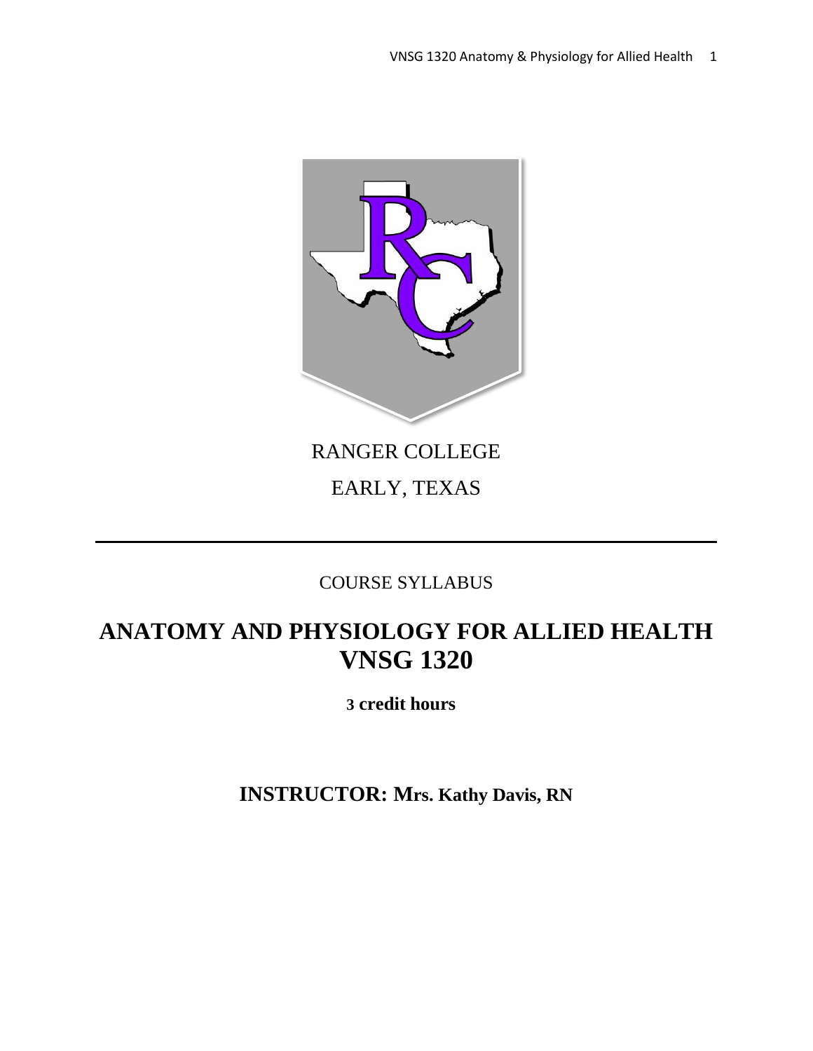RANGER COLLEGE

EARLY, TEXAS

---

COURSE SYLLABUS

# ANATOMY AND PHYSIOLOGY FOR ALLIED HEALTH VNSG 1320

**3 credit hours**

## INSTRUCTOR: Mrs. Kathy Davis, RN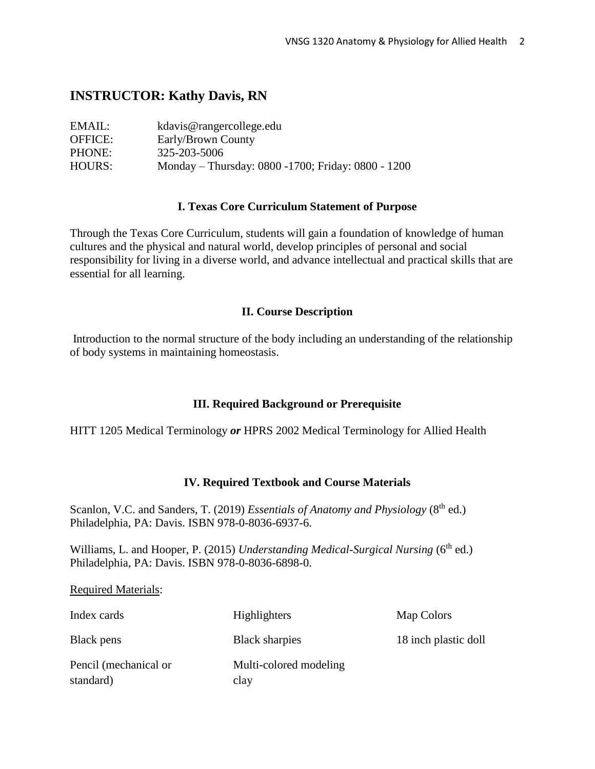## INSTRUCTOR: Kathy Davis, RN

EMAIL: kdavis@rangercollege.edu
OFFICE: Early/Brown County
PHONE: 325-203-5006
HOURS: Monday – Thursday: 0800 -1700; Friday: 0800 - 1200

### I. Texas Core Curriculum Statement of Purpose

Through the Texas Core Curriculum, students will gain a foundation of knowledge of human cultures and the physical and natural world, develop principles of personal and social responsibility for living in a diverse world, and advance intellectual and practical skills that are essential for all learning.

### II. Course Description

Introduction to the normal structure of the body including an understanding of the relationship of body systems in maintaining homeostasis.

### III. Required Background or Prerequisite

HITT 1205 Medical Terminology ***or*** HPRS 2002 Medical Terminology for Allied Health

### IV. Required Textbook and Course Materials

Scanlon, V.C. and Sanders, T. (2019) *Essentials of Anatomy and Physiology* (8th ed.) Philadelphia, PA: Davis. ISBN 978-0-8036-6937-6.

Williams, L. and Hooper, P. (2015) *Understanding Medical-Surgical Nursing* (6th ed.) Philadelphia, PA: Davis. ISBN 978-0-8036-6898-0.

Required Materials:

- Index cards
- Highlighters
- Map Colors
- Black pens
- Black sharpies
- 18 inch plastic doll
- Pencil (mechanical or standard)
- Multi-colored modeling clay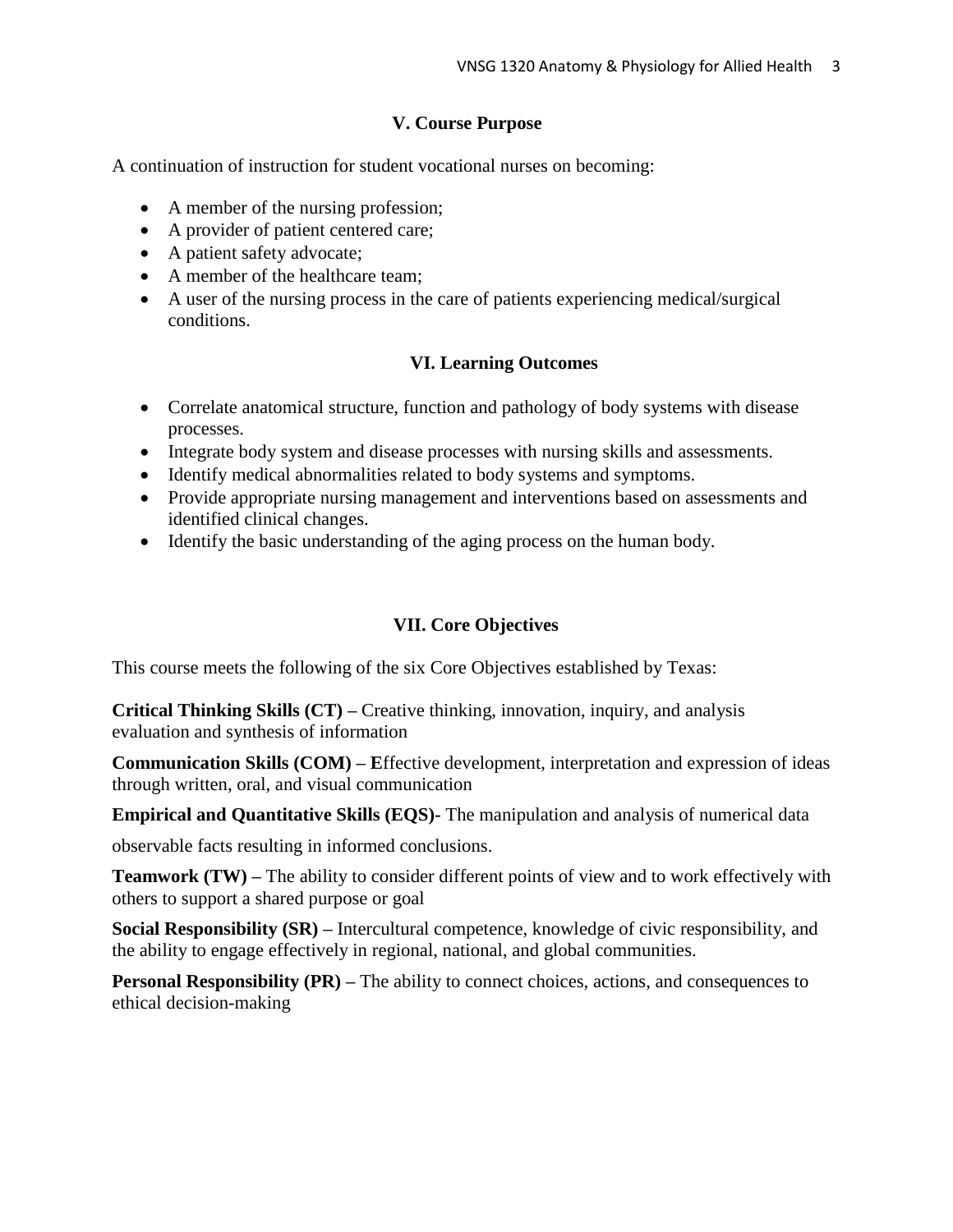## V. Course Purpose

A continuation of instruction for student vocational nurses on becoming:

- A member of the nursing profession;
- A provider of patient centered care;
- A patient safety advocate;
- A member of the healthcare team;
- A user of the nursing process in the care of patients experiencing medical/surgical conditions.

## VI. Learning Outcomes

- Correlate anatomical structure, function and pathology of body systems with disease processes.
- Integrate body system and disease processes with nursing skills and assessments.
- Identify medical abnormalities related to body systems and symptoms.
- Provide appropriate nursing management and interventions based on assessments and identified clinical changes.
- Identify the basic understanding of the aging process on the human body.

## VII. Core Objectives

This course meets the following of the six Core Objectives established by Texas:

**Critical Thinking Skills (CT) –** Creative thinking, innovation, inquiry, and analysis evaluation and synthesis of information

**Communication Skills (COM) – E**ffective development, interpretation and expression of ideas through written, oral, and visual communication

**Empirical and Quantitative Skills (EQS)-** The manipulation and analysis of numerical data

observable facts resulting in informed conclusions.

**Teamwork (TW) –** The ability to consider different points of view and to work effectively with others to support a shared purpose or goal

**Social Responsibility (SR) –** Intercultural competence, knowledge of civic responsibility, and the ability to engage effectively in regional, national, and global communities.

**Personal Responsibility (PR) –** The ability to connect choices, actions, and consequences to ethical decision-making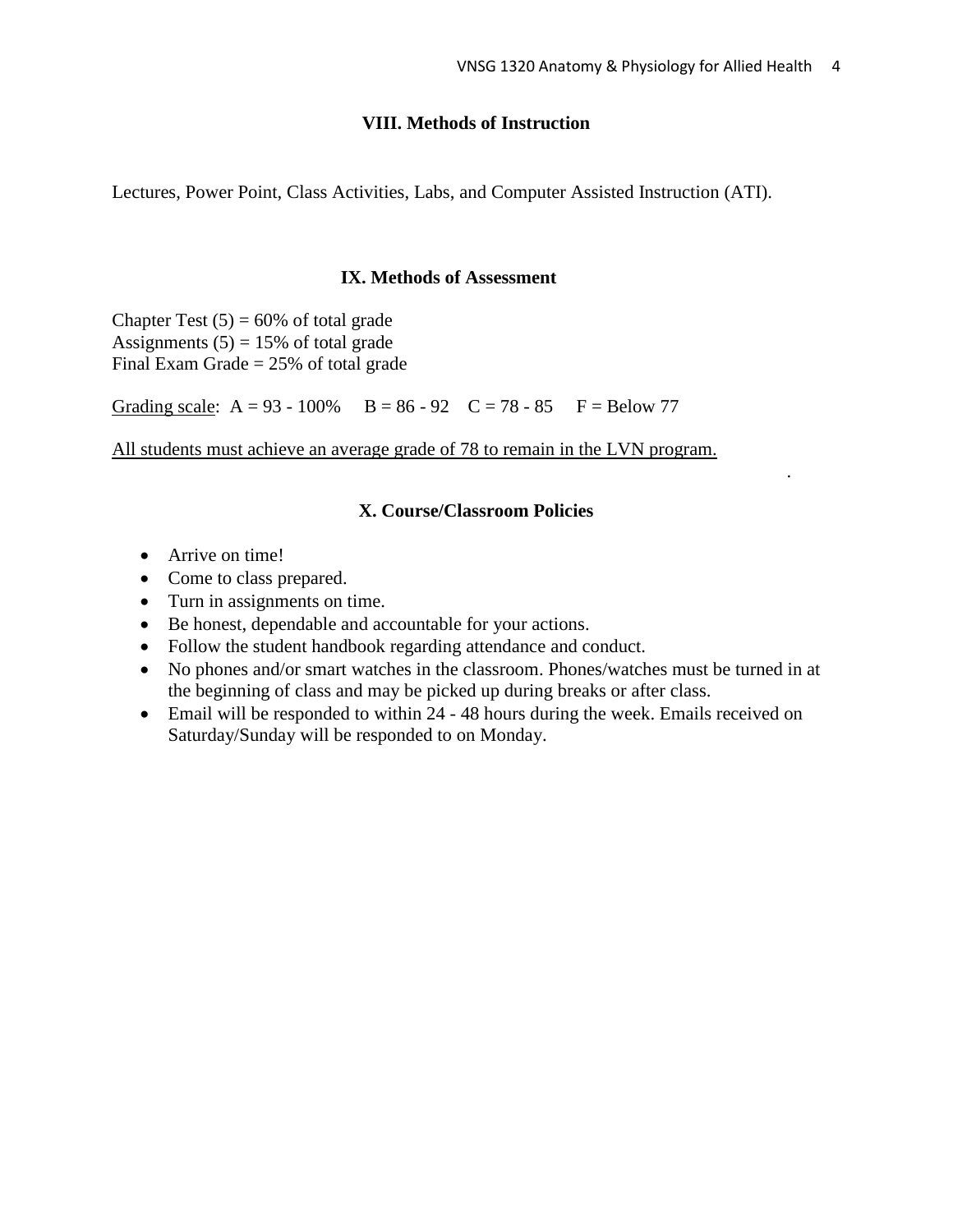## VIII. Methods of Instruction

Lectures, Power Point, Class Activities, Labs, and Computer Assisted Instruction (ATI).

## IX. Methods of Assessment

Chapter Test (5) = 60% of total grade  
Assignments (5) = 15% of total grade  
Final Exam Grade = 25% of total grade

Grading scale: A = 93 - 100% B = 86 - 92 C = 78 - 85 F = Below 77

All students must achieve an average grade of 78 to remain in the LVN program.

## X. Course/Classroom Policies

- Arrive on time!
- Come to class prepared.
- Turn in assignments on time.
- Be honest, dependable and accountable for your actions.
- Follow the student handbook regarding attendance and conduct.
- No phones and/or smart watches in the classroom. Phones/watches must be turned in at the beginning of class and may be picked up during breaks or after class.
- Email will be responded to within 24 - 48 hours during the week. Emails received on Saturday/Sunday will be responded to on Monday.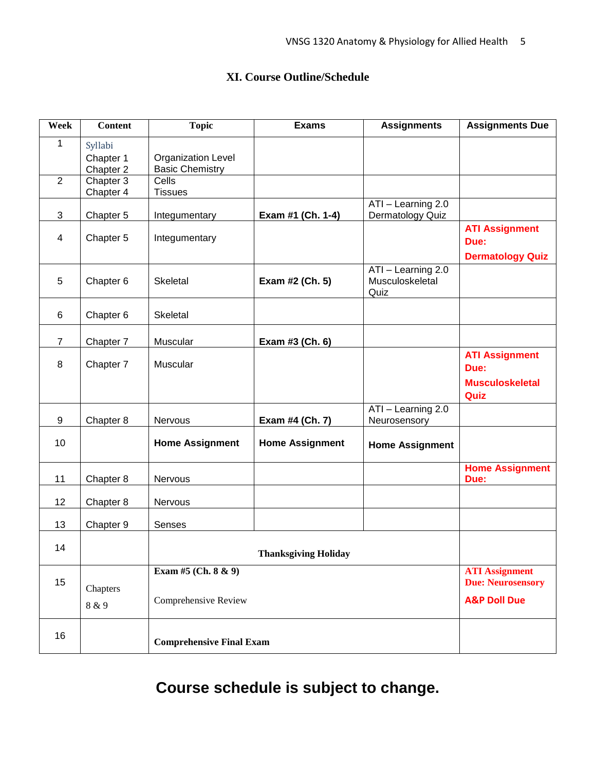## XI. Course Outline/Schedule

| Week | Content | Topic | Exams | Assignments | Assignments Due |
|---|---|---|---|---|---|
| 1 | Syllabi<br>Chapter 1<br>Chapter 2 | Organization Level<br>Basic Chemistry | | | |
| 2 | Chapter 3<br>Chapter 4 | Cells<br>Tissues | | | |
| 3 | Chapter 5 | Integumentary | **Exam #1 (Ch. 1-4)** | ATI – Learning 2.0 Dermatology Quiz | |
| 4 | Chapter 5 | Integumentary | | | **ATI Assignment Due:**<br>**Dermatology Quiz** |
| 5 | Chapter 6 | Skeletal | **Exam #2 (Ch. 5)** | ATI – Learning 2.0 Musculoskeletal Quiz | |
| 6 | Chapter 6 | Skeletal | | | |
| 7 | Chapter 7 | Muscular | **Exam #3 (Ch. 6)** | | |
| 8 | Chapter 7 | Muscular | | | **ATI Assignment Due:**<br>**Musculoskeletal Quiz** |
| 9 | Chapter 8 | Nervous | **Exam #4 (Ch. 7)** | ATI – Learning 2.0 Neurosensory | |
| 10 | | **Home Assignment** | **Home Assignment** | **Home Assignment** | |
| 11 | Chapter 8 | Nervous | | | **Home Assignment Due:** |
| 12 | Chapter 8 | Nervous | | | |
| 13 | Chapter 9 | Senses | | | |
| 14 | | **Thanksgiving Holiday** | | | |
| 15 | Chapters 8 & 9 | **Exam #5 (Ch. 8 & 9)**<br>Comprehensive Review | | | **ATI Assignment Due: Neurosensory**<br>**A&P Doll Due** |
| 16 | | **Comprehensive Final Exam** | | | |

**Course schedule is subject to change.**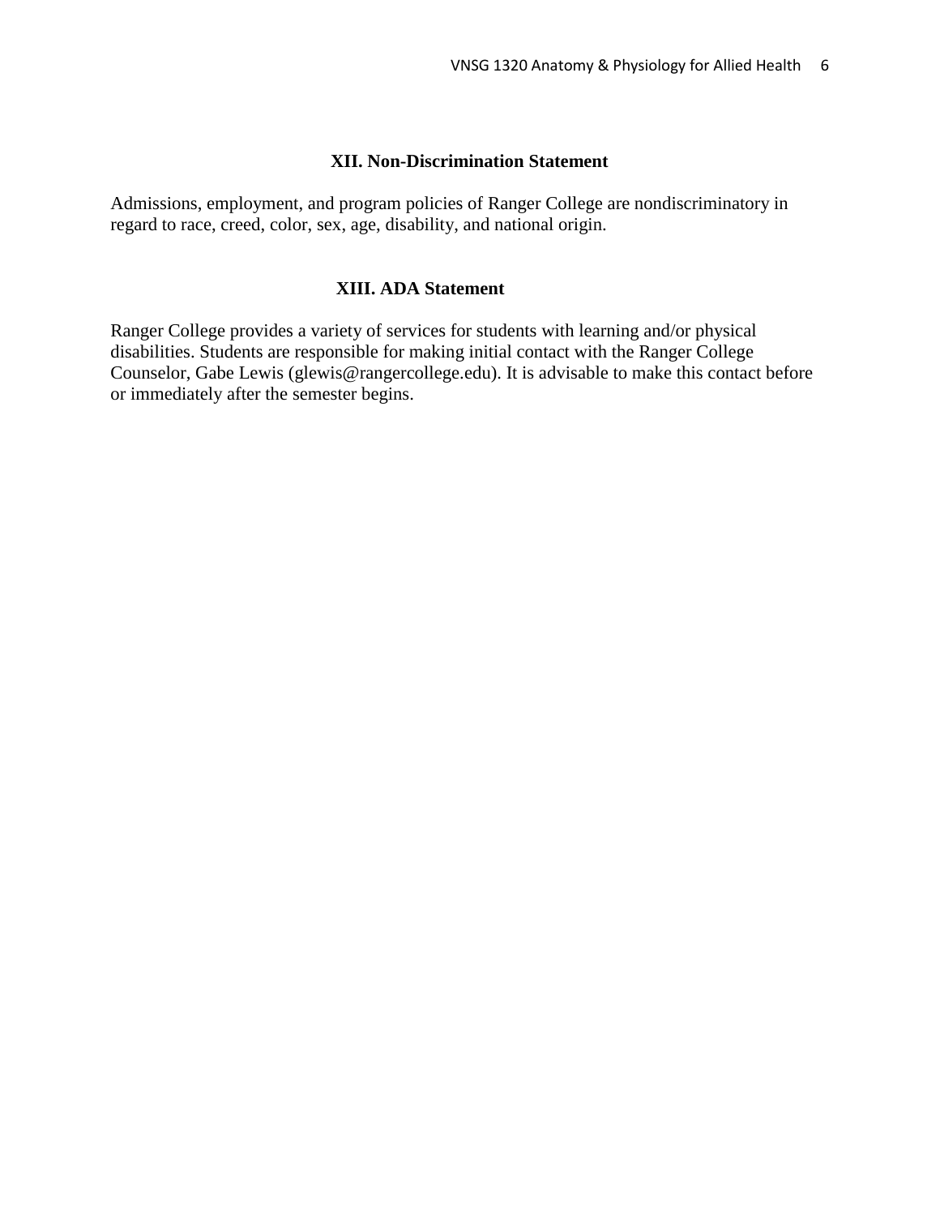## XII. Non-Discrimination Statement

Admissions, employment, and program policies of Ranger College are nondiscriminatory in regard to race, creed, color, sex, age, disability, and national origin.

## XIII. ADA Statement

Ranger College provides a variety of services for students with learning and/or physical disabilities. Students are responsible for making initial contact with the Ranger College Counselor, Gabe Lewis (glewis@rangercollege.edu). It is advisable to make this contact before or immediately after the semester begins.